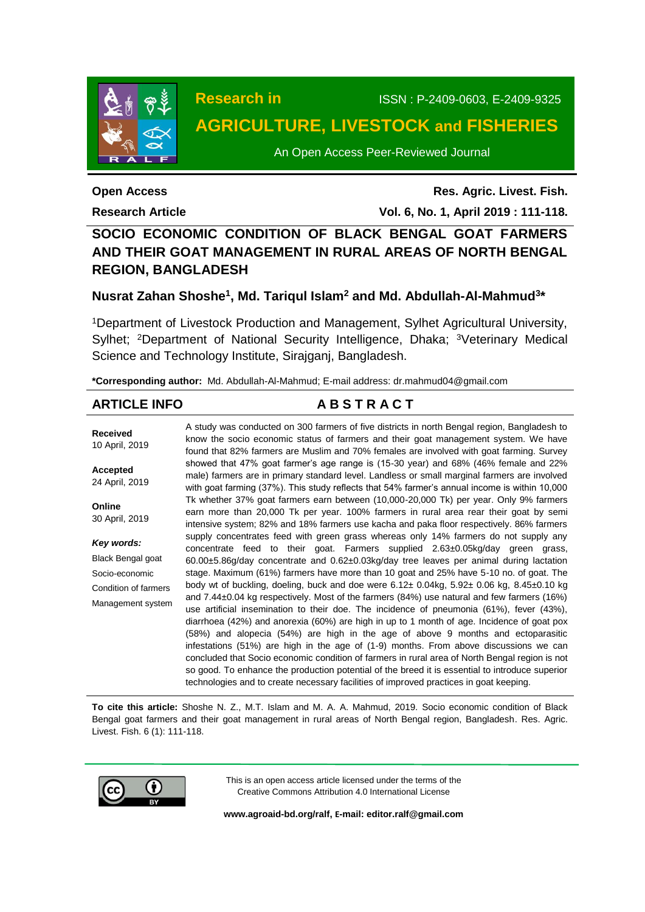Research in AGRICULTURE, LIVESTOCK and FISHERIES

ISSN : P-2409-0603, E-2409-9325

An Open Access Peer-Reviewed Journal

**Open Access**

**Research Article**

**Res. Agric. Livest. Fish.**

**Vol. 6, No. 1, April 2019 : 111-118.**

# SOCIO ECONOMIC CONDITION OF BLACK BENGAL GOAT FARMERS AND THEIR GOAT MANAGEMENT IN RURAL AREAS OF NORTH BENGAL REGION, BANGLADESH

**Nusrat Zahan Shoshe[1], Md. Tariqul Islam[2] and Md. Abdullah-Al-Mahmud[3]***

[1]Department of Livestock Production and Management, Sylhet Agricultural University, Sylhet; [2]Department of National Security Intelligence, Dhaka; [3]Veterinary Medical Science and Technology Institute, Sirajganj, Bangladesh.

***Corresponding author:** Md. Abdullah-Al-Mahmud; E-mail address: dr.mahmud04@gmail.com

## ARTICLE INFO

**Received**
10 April, 2019

**Accepted**
24 April, 2019

**Online**
30 April, 2019

***Key words:***
Black Bengal goat
Socio-economic
Condition of farmers
Management system

## ABSTRACT

A study was conducted on 300 farmers of five districts in north Bengal region, Bangladesh to know the socio economic status of farmers and their goat management system. We have found that 82% farmers are Muslim and 70% females are involved with goat farming. Survey showed that 47% goat farmer's age range is (15-30 year) and 68% (46% female and 22% male) farmers are in primary standard level. Landless or small marginal farmers are involved with goat farming (37%). This study reflects that 54% farmer's annual income is within 10,000 Tk whether 37% goat farmers earn between (10,000-20,000 Tk) per year. Only 9% farmers earn more than 20,000 Tk per year. 100% farmers in rural area rear their goat by semi intensive system; 82% and 18% farmers use kacha and paka floor respectively. 86% farmers supply concentrates feed with green grass whereas only 14% farmers do not supply any concentrate feed to their goat. Farmers supplied 2.63±0.05kg/day green grass, 60.00±5.86g/day concentrate and 0.62±0.03kg/day tree leaves per animal during lactation stage. Maximum (61%) farmers have more than 10 goat and 25% have 5-10 no. of goat. The body wt of buckling, doeling, buck and doe were 6.12± 0.04kg, 5.92± 0.06 kg, 8.45±0.10 kg and 7.44±0.04 kg respectively. Most of the farmers (84%) use natural and few farmers (16%) use artificial insemination to their doe. The incidence of pneumonia (61%), fever (43%), diarrhoea (42%) and anorexia (60%) are high in up to 1 month of age. Incidence of goat pox (58%) and alopecia (54%) are high in the age of above 9 months and ectoparasitic infestations (51%) are high in the age of (1-9) months. From above discussions we can concluded that Socio economic condition of farmers in rural area of North Bengal region is not so good. To enhance the production potential of the breed it is essential to introduce superior technologies and to create necessary facilities of improved practices in goat keeping.

**To cite this article:** Shoshe N. Z., M.T. Islam and M. A. A. Mahmud, 2019. Socio economic condition of Black Bengal goat farmers and their goat management in rural areas of North Bengal region, Bangladesh. Res. Agric. Livest. Fish. 6 (1): 111-118.

This is an open access article licensed under the terms of the Creative Commons Attribution 4.0 International License

**www.agroaid-bd.org/ralf, E-mail: editor.ralf@gmail.com**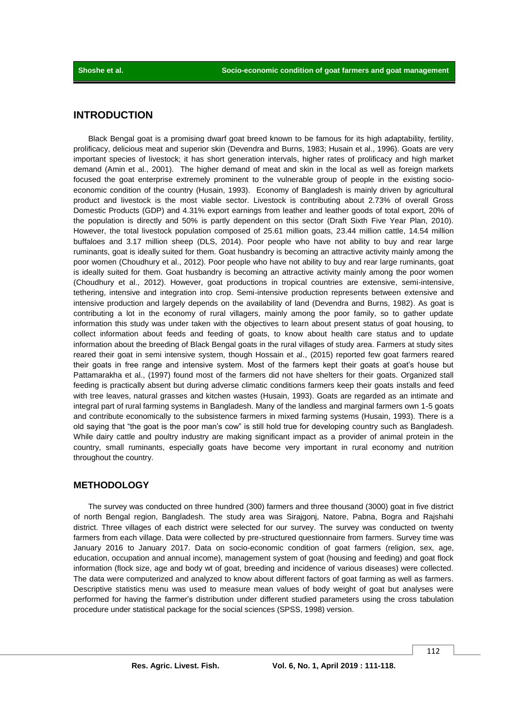## INTRODUCTION

Black Bengal goat is a promising dwarf goat breed known to be famous for its high adaptability, fertility, prolificacy, delicious meat and superior skin (Devendra and Burns, 1983; Husain et al., 1996). Goats are very important species of livestock; it has short generation intervals, higher rates of prolificacy and high market demand (Amin et al., 2001). The higher demand of meat and skin in the local as well as foreign markets focused the goat enterprise extremely prominent to the vulnerable group of people in the existing socio-economic condition of the country (Husain, 1993). Economy of Bangladesh is mainly driven by agricultural product and livestock is the most viable sector. Livestock is contributing about 2.73% of overall Gross Domestic Products (GDP) and 4.31% export earnings from leather and leather goods of total export, 20% of the population is directly and 50% is partly dependent on this sector (Draft Sixth Five Year Plan, 2010). However, the total livestock population composed of 25.61 million goats, 23.44 million cattle, 14.54 million buffaloes and 3.17 million sheep (DLS, 2014). Poor people who have not ability to buy and rear large ruminants, goat is ideally suited for them. Goat husbandry is becoming an attractive activity mainly among the poor women (Choudhury et al., 2012). Poor people who have not ability to buy and rear large ruminants, goat is ideally suited for them. Goat husbandry is becoming an attractive activity mainly among the poor women (Choudhury et al., 2012). However, goat productions in tropical countries are extensive, semi-intensive, tethering, intensive and integration into crop. Semi-intensive production represents between extensive and intensive production and largely depends on the availability of land (Devendra and Burns, 1982). As goat is contributing a lot in the economy of rural villagers, mainly among the poor family, so to gather update information this study was under taken with the objectives to learn about present status of goat housing, to collect information about feeds and feeding of goats, to know about health care status and to update information about the breeding of Black Bengal goats in the rural villages of study area. Farmers at study sites reared their goat in semi intensive system, though Hossain et al., (2015) reported few goat farmers reared their goats in free range and intensive system. Most of the farmers kept their goats at goat's house but Pattamarakha et al., (1997) found most of the farmers did not have shelters for their goats. Organized stall feeding is practically absent but during adverse climatic conditions farmers keep their goats installs and feed with tree leaves, natural grasses and kitchen wastes (Husain, 1993). Goats are regarded as an intimate and integral part of rural farming systems in Bangladesh. Many of the landless and marginal farmers own 1-5 goats and contribute economically to the subsistence farmers in mixed farming systems (Husain, 1993). There is a old saying that "the goat is the poor man's cow" is still hold true for developing country such as Bangladesh. While dairy cattle and poultry industry are making significant impact as a provider of animal protein in the country, small ruminants, especially goats have become very important in rural economy and nutrition throughout the country.

## METHODOLOGY

The survey was conducted on three hundred (300) farmers and three thousand (3000) goat in five district of north Bengal region, Bangladesh. The study area was Sirajgonj, Natore, Pabna, Bogra and Rajshahi district. Three villages of each district were selected for our survey. The survey was conducted on twenty farmers from each village. Data were collected by pre-structured questionnaire from farmers. Survey time was January 2016 to January 2017. Data on socio-economic condition of goat farmers (religion, sex, age, education, occupation and annual income), management system of goat (housing and feeding) and goat flock information (flock size, age and body wt of goat, breeding and incidence of various diseases) were collected. The data were computerized and analyzed to know about different factors of goat farming as well as farmers. Descriptive statistics menu was used to measure mean values of body weight of goat but analyses were performed for having the farmer's distribution under different studied parameters using the cross tabulation procedure under statistical package for the social sciences (SPSS, 1998) version.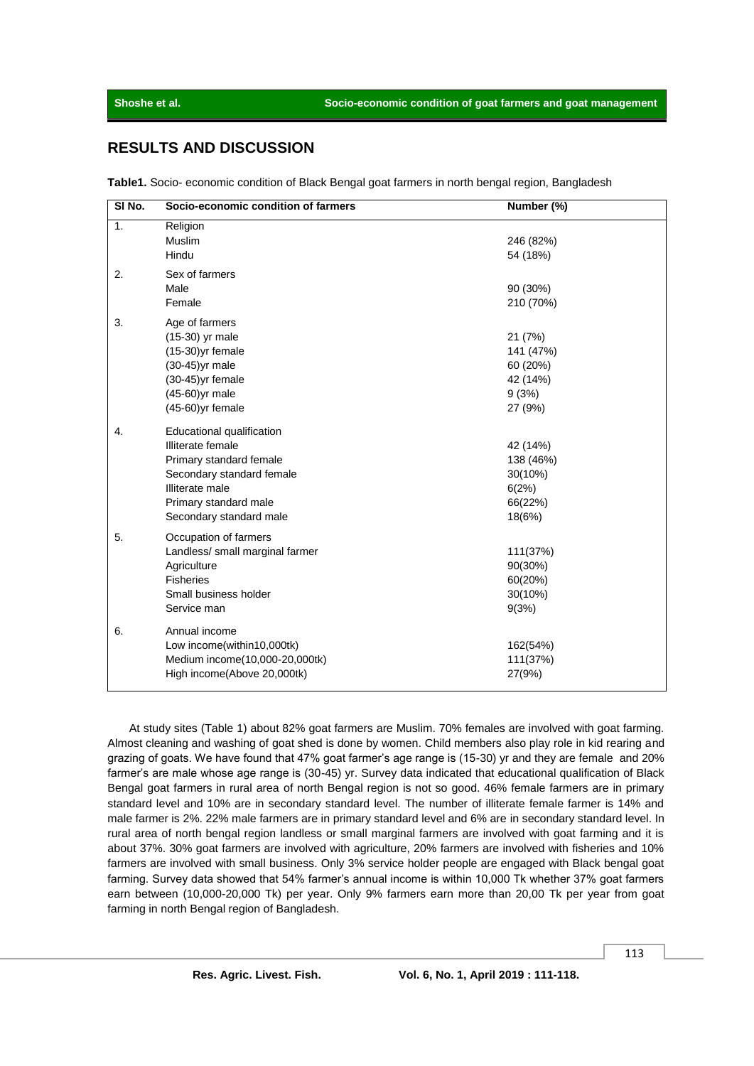## RESULTS AND DISCUSSION

**Table1.** Socio- economic condition of Black Bengal goat farmers in north bengal region, Bangladesh

| Sl No. | Socio-economic condition of farmers | Number (%) |
|---|---|---|
| 1. | Religion | |
| | Muslim | 246 (82%) |
| | Hindu | 54 (18%) |
| 2. | Sex of farmers | |
| | Male | 90 (30%) |
| | Female | 210 (70%) |
| 3. | Age of farmers | |
| | (15-30) yr male | 21 (7%) |
| | (15-30)yr female | 141 (47%) |
| | (30-45)yr male | 60 (20%) |
| | (30-45)yr female | 42 (14%) |
| | (45-60)yr male | 9 (3%) |
| | (45-60)yr female | 27 (9%) |
| 4. | Educational qualification | |
| | Illiterate female | 42 (14%) |
| | Primary standard female | 138 (46%) |
| | Secondary standard female | 30(10%) |
| | Illiterate male | 6(2%) |
| | Primary standard male | 66(22%) |
| | Secondary standard male | 18(6%) |
| 5. | Occupation of farmers | |
| | Landless/ small marginal farmer | 111(37%) |
| | Agriculture | 90(30%) |
| | Fisheries | 60(20%) |
| | Small business holder | 30(10%) |
| | Service man | 9(3%) |
| 6. | Annual income | |
| | Low income(within10,000tk) | 162(54%) |
| | Medium income(10,000-20,000tk) | 111(37%) |
| | High income(Above 20,000tk) | 27(9%) |

At study sites (Table 1) about 82% goat farmers are Muslim. 70% females are involved with goat farming. Almost cleaning and washing of goat shed is done by women. Child members also play role in kid rearing and grazing of goats. We have found that 47% goat farmer's age range is (15-30) yr and they are female and 20% farmer's are male whose age range is (30-45) yr. Survey data indicated that educational qualification of Black Bengal goat farmers in rural area of north Bengal region is not so good. 46% female farmers are in primary standard level and 10% are in secondary standard level. The number of illiterate female farmer is 14% and male farmer is 2%. 22% male farmers are in primary standard level and 6% are in secondary standard level. In rural area of north bengal region landless or small marginal farmers are involved with goat farming and it is about 37%. 30% goat farmers are involved with agriculture, 20% farmers are involved with fisheries and 10% farmers are involved with small business. Only 3% service holder people are engaged with Black bengal goat farming. Survey data showed that 54% farmer's annual income is within 10,000 Tk whether 37% goat farmers earn between (10,000-20,000 Tk) per year. Only 9% farmers earn more than 20,00 Tk per year from goat farming in north Bengal region of Bangladesh.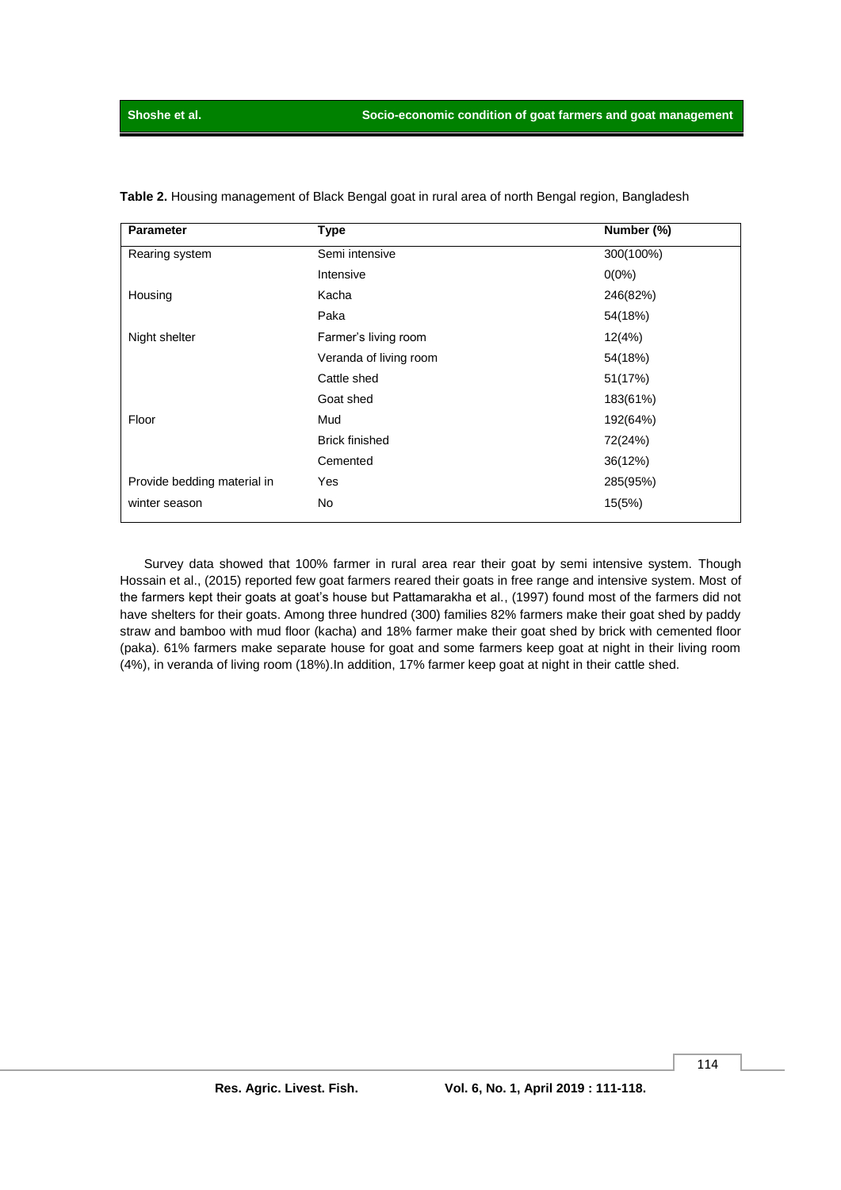**Table 2.** Housing management of Black Bengal goat in rural area of north Bengal region, Bangladesh

| Parameter | Type | Number (%) |
|---|---|---|
| Rearing system | Semi intensive | 300(100%) |
| | Intensive | 0(0%) |
| Housing | Kacha | 246(82%) |
| | Paka | 54(18%) |
| Night shelter | Farmer's living room | 12(4%) |
| | Veranda of living room | 54(18%) |
| | Cattle shed | 51(17%) |
| | Goat shed | 183(61%) |
| Floor | Mud | 192(64%) |
| | Brick finished | 72(24%) |
| | Cemented | 36(12%) |
| Provide bedding material in winter season | Yes | 285(95%) |
| | No | 15(5%) |

Survey data showed that 100% farmer in rural area rear their goat by semi intensive system. Though Hossain et al., (2015) reported few goat farmers reared their goats in free range and intensive system. Most of the farmers kept their goats at goat's house but Pattamarakha et al., (1997) found most of the farmers did not have shelters for their goats. Among three hundred (300) families 82% farmers make their goat shed by paddy straw and bamboo with mud floor (kacha) and 18% farmer make their goat shed by brick with cemented floor (paka). 61% farmers make separate house for goat and some farmers keep goat at night in their living room (4%), in veranda of living room (18%).In addition, 17% farmer keep goat at night in their cattle shed.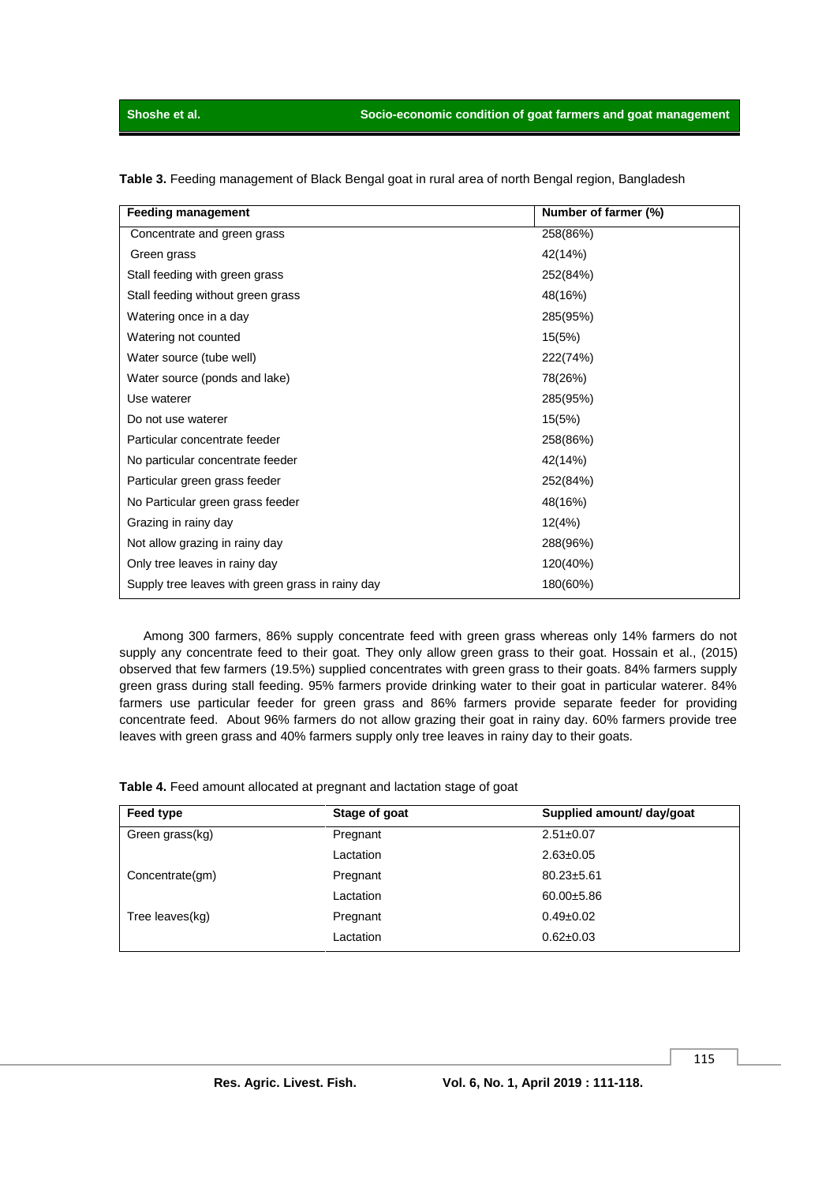**Table 3.** Feeding management of Black Bengal goat in rural area of north Bengal region, Bangladesh

| Feeding management | Number of farmer (%) |
|---|---|
| Concentrate and green grass | 258(86%) |
| Green grass | 42(14%) |
| Stall feeding with green grass | 252(84%) |
| Stall feeding without green grass | 48(16%) |
| Watering once in a day | 285(95%) |
| Watering not counted | 15(5%) |
| Water source (tube well) | 222(74%) |
| Water source (ponds and lake) | 78(26%) |
| Use waterer | 285(95%) |
| Do not use waterer | 15(5%) |
| Particular concentrate feeder | 258(86%) |
| No particular concentrate feeder | 42(14%) |
| Particular green grass feeder | 252(84%) |
| No Particular green grass feeder | 48(16%) |
| Grazing in rainy day | 12(4%) |
| Not allow grazing in rainy day | 288(96%) |
| Only tree leaves in rainy day | 120(40%) |
| Supply tree leaves with green grass in rainy day | 180(60%) |

Among 300 farmers, 86% supply concentrate feed with green grass whereas only 14% farmers do not supply any concentrate feed to their goat. They only allow green grass to their goat. Hossain et al., (2015) observed that few farmers (19.5%) supplied concentrates with green grass to their goats. 84% farmers supply green grass during stall feeding. 95% farmers provide drinking water to their goat in particular waterer. 84% farmers use particular feeder for green grass and 86% farmers provide separate feeder for providing concentrate feed. About 96% farmers do not allow grazing their goat in rainy day. 60% farmers provide tree leaves with green grass and 40% farmers supply only tree leaves in rainy day to their goats.

**Table 4.** Feed amount allocated at pregnant and lactation stage of goat

| Feed type | Stage of goat | Supplied amount/ day/goat |
|---|---|---|
| Green grass(kg) | Pregnant | $2.51 \pm 0.07$ |
| | Lactation | $2.63 \pm 0.05$ |
| Concentrate(gm) | Pregnant | $80.23 \pm 5.61$ |
| | Lactation | $60.00 \pm 5.86$ |
| Tree leaves(kg) | Pregnant | $0.49 \pm 0.02$ |
| | Lactation | $0.62 \pm 0.03$ |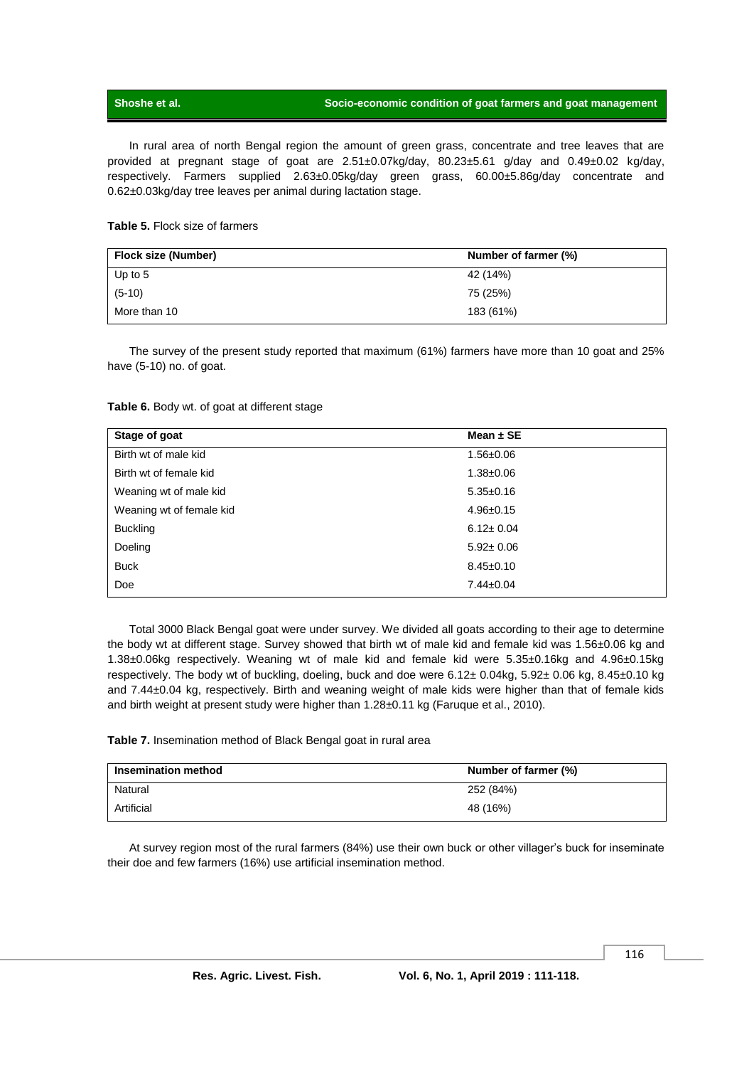In rural area of north Bengal region the amount of green grass, concentrate and tree leaves that are provided at pregnant stage of goat are 2.51±0.07kg/day, 80.23±5.61 g/day and 0.49±0.02 kg/day, respectively. Farmers supplied 2.63±0.05kg/day green grass, 60.00±5.86g/day concentrate and 0.62±0.03kg/day tree leaves per animal during lactation stage.

**Table 5.** Flock size of farmers

| Flock size (Number) | Number of farmer (%) |
|---|---|
| Up to 5 | 42 (14%) |
| (5-10) | 75 (25%) |
| More than 10 | 183 (61%) |

The survey of the present study reported that maximum (61%) farmers have more than 10 goat and 25% have (5-10) no. of goat.

**Table 6.** Body wt. of goat at different stage

| Stage of goat | Mean ± SE |
|---|---|
| Birth wt of male kid | 1.56±0.06 |
| Birth wt of female kid | 1.38±0.06 |
| Weaning wt of male kid | 5.35±0.16 |
| Weaning wt of female kid | 4.96±0.15 |
| Buckling | 6.12± 0.04 |
| Doeling | 5.92± 0.06 |
| Buck | 8.45±0.10 |
| Doe | 7.44±0.04 |

Total 3000 Black Bengal goat were under survey. We divided all goats according to their age to determine the body wt at different stage. Survey showed that birth wt of male kid and female kid was 1.56±0.06 kg and 1.38±0.06kg respectively. Weaning wt of male kid and female kid were 5.35±0.16kg and 4.96±0.15kg respectively. The body wt of buckling, doeling, buck and doe were 6.12± 0.04kg, 5.92± 0.06 kg, 8.45±0.10 kg and 7.44±0.04 kg, respectively. Birth and weaning weight of male kids were higher than that of female kids and birth weight at present study were higher than 1.28±0.11 kg (Faruque et al., 2010).

**Table 7.** Insemination method of Black Bengal goat in rural area

| Insemination method | Number of farmer (%) |
|---|---|
| Natural | 252 (84%) |
| Artificial | 48 (16%) |

At survey region most of the rural farmers (84%) use their own buck or other villager's buck for inseminate their doe and few farmers (16%) use artificial insemination method.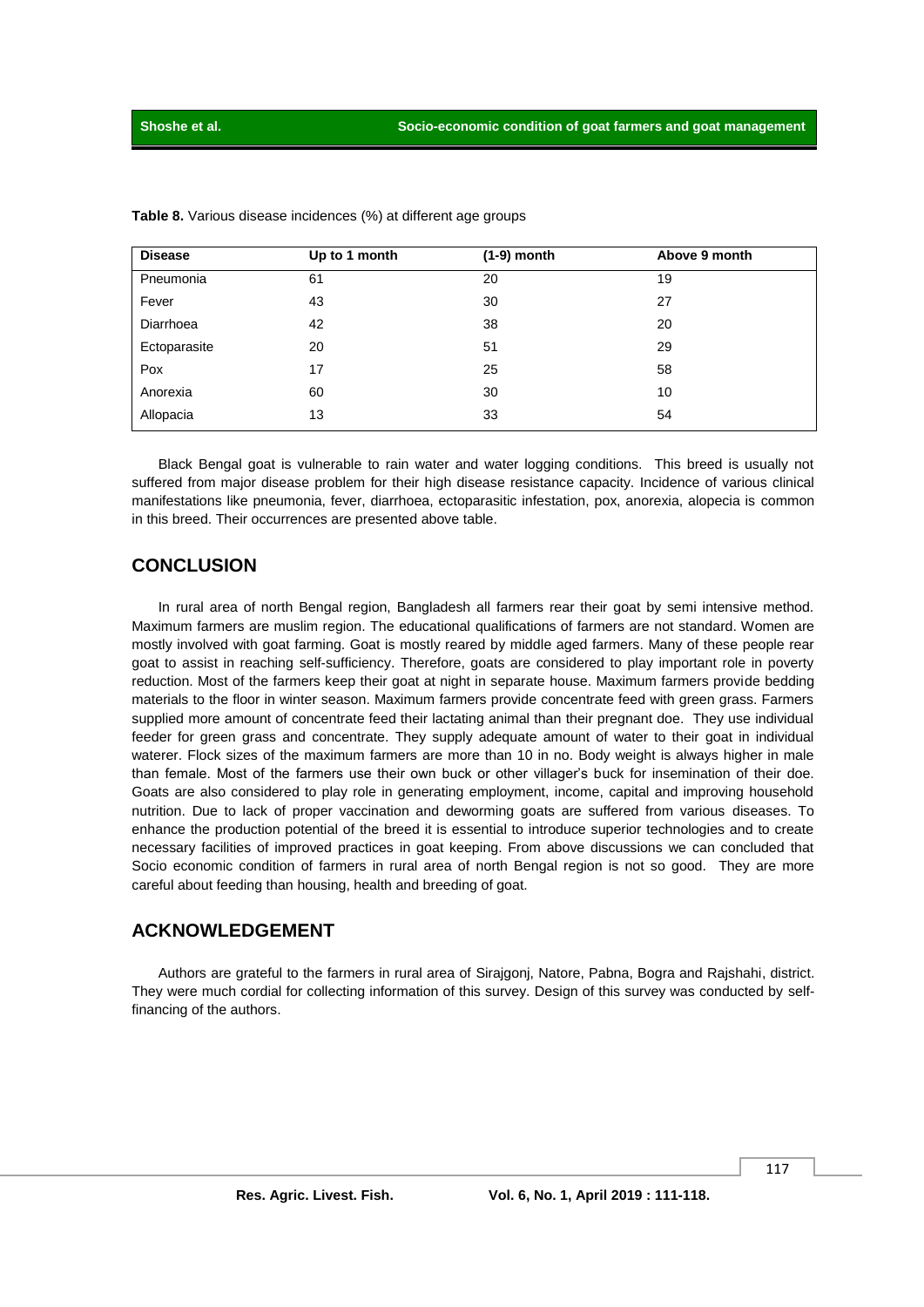**Table 8.** Various disease incidences (%) at different age groups

| Disease | Up to 1 month | (1-9) month | Above 9 month |
|---|---|---|---|
| Pneumonia | 61 | 20 | 19 |
| Fever | 43 | 30 | 27 |
| Diarrhoea | 42 | 38 | 20 |
| Ectoparasite | 20 | 51 | 29 |
| Pox | 17 | 25 | 58 |
| Anorexia | 60 | 30 | 10 |
| Allopacia | 13 | 33 | 54 |

Black Bengal goat is vulnerable to rain water and water logging conditions. This breed is usually not suffered from major disease problem for their high disease resistance capacity. Incidence of various clinical manifestations like pneumonia, fever, diarrhoea, ectoparasitic infestation, pox, anorexia, alopecia is common in this breed. Their occurrences are presented above table.

## CONCLUSION

In rural area of north Bengal region, Bangladesh all farmers rear their goat by semi intensive method. Maximum farmers are muslim region. The educational qualifications of farmers are not standard. Women are mostly involved with goat farming. Goat is mostly reared by middle aged farmers. Many of these people rear goat to assist in reaching self-sufficiency. Therefore, goats are considered to play important role in poverty reduction. Most of the farmers keep their goat at night in separate house. Maximum farmers provide bedding materials to the floor in winter season. Maximum farmers provide concentrate feed with green grass. Farmers supplied more amount of concentrate feed their lactating animal than their pregnant doe. They use individual feeder for green grass and concentrate. They supply adequate amount of water to their goat in individual waterer. Flock sizes of the maximum farmers are more than 10 in no. Body weight is always higher in male than female. Most of the farmers use their own buck or other villager's buck for insemination of their doe. Goats are also considered to play role in generating employment, income, capital and improving household nutrition. Due to lack of proper vaccination and deworming goats are suffered from various diseases. To enhance the production potential of the breed it is essential to introduce superior technologies and to create necessary facilities of improved practices in goat keeping. From above discussions we can concluded that Socio economic condition of farmers in rural area of north Bengal region is not so good. They are more careful about feeding than housing, health and breeding of goat.

## ACKNOWLEDGEMENT

Authors are grateful to the farmers in rural area of Sirajgonj, Natore, Pabna, Bogra and Rajshahi, district. They were much cordial for collecting information of this survey. Design of this survey was conducted by self-financing of the authors.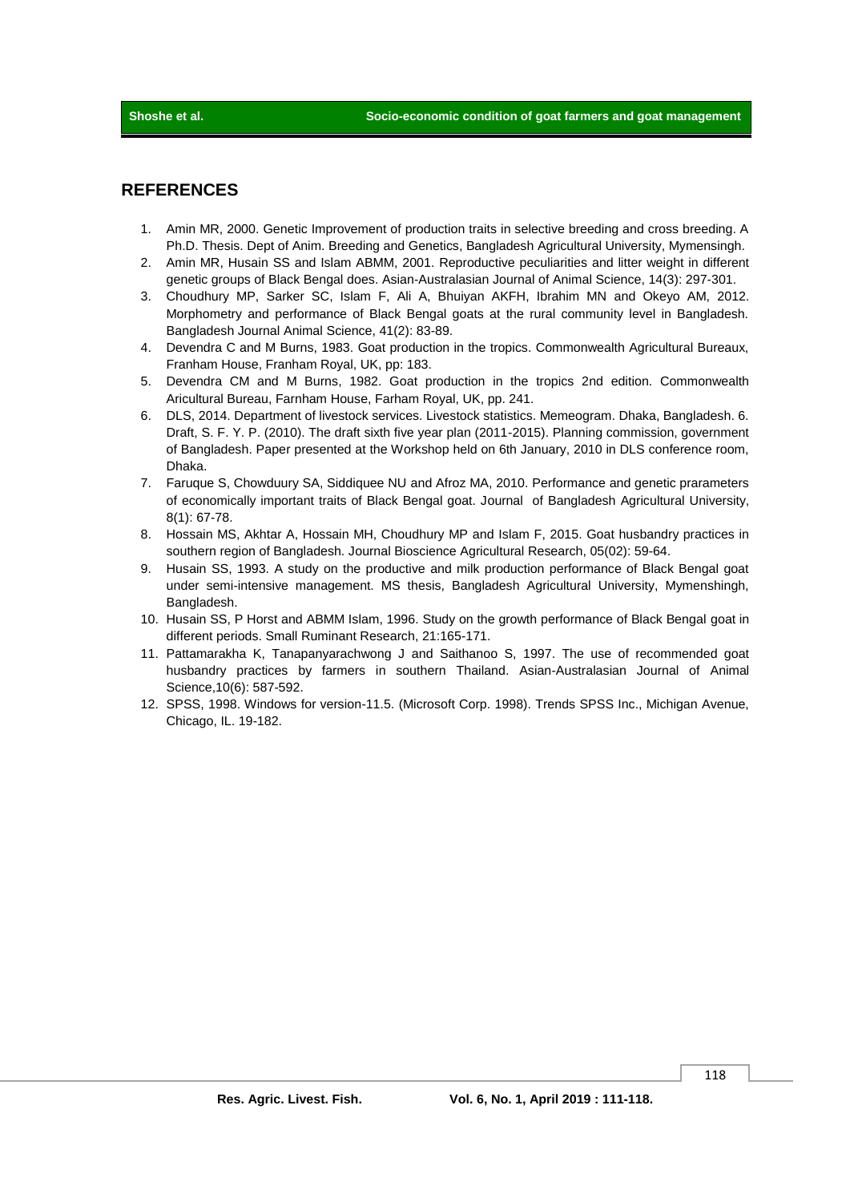## REFERENCES

1. Amin MR, 2000. Genetic Improvement of production traits in selective breeding and cross breeding. A Ph.D. Thesis. Dept of Anim. Breeding and Genetics, Bangladesh Agricultural University, Mymensingh.
2. Amin MR, Husain SS and Islam ABMM, 2001. Reproductive peculiarities and litter weight in different genetic groups of Black Bengal does. Asian-Australasian Journal of Animal Science, 14(3): 297-301.
3. Choudhury MP, Sarker SC, Islam F, Ali A, Bhuiyan AKFH, Ibrahim MN and Okeyo AM, 2012. Morphometry and performance of Black Bengal goats at the rural community level in Bangladesh. Bangladesh Journal Animal Science, 41(2): 83-89.
4. Devendra C and M Burns, 1983. Goat production in the tropics. Commonwealth Agricultural Bureaux, Franham House, Franham Royal, UK, pp: 183.
5. Devendra CM and M Burns, 1982. Goat production in the tropics 2nd edition. Commonwealth Aricultural Bureau, Farnham House, Farham Royal, UK, pp. 241.
6. DLS, 2014. Department of livestock services. Livestock statistics. Memeogram. Dhaka, Bangladesh. 6. Draft, S. F. Y. P. (2010). The draft sixth five year plan (2011-2015). Planning commission, government of Bangladesh. Paper presented at the Workshop held on 6th January, 2010 in DLS conference room, Dhaka.
7. Faruque S, Chowduury SA, Siddiquee NU and Afroz MA, 2010. Performance and genetic prarameters of economically important traits of Black Bengal goat. Journal of Bangladesh Agricultural University, 8(1): 67-78.
8. Hossain MS, Akhtar A, Hossain MH, Choudhury MP and Islam F, 2015. Goat husbandry practices in southern region of Bangladesh. Journal Bioscience Agricultural Research, 05(02): 59-64.
9. Husain SS, 1993. A study on the productive and milk production performance of Black Bengal goat under semi-intensive management. MS thesis, Bangladesh Agricultural University, Mymenshingh, Bangladesh.
10. Husain SS, P Horst and ABMM Islam, 1996. Study on the growth performance of Black Bengal goat in different periods. Small Ruminant Research, 21:165-171.
11. Pattamarakha K, Tanapanyarachwong J and Saithanoo S, 1997. The use of recommended goat husbandry practices by farmers in southern Thailand. Asian-Australasian Journal of Animal Science,10(6): 587-592.
12. SPSS, 1998. Windows for version-11.5. (Microsoft Corp. 1998). Trends SPSS Inc., Michigan Avenue, Chicago, IL. 19-182.